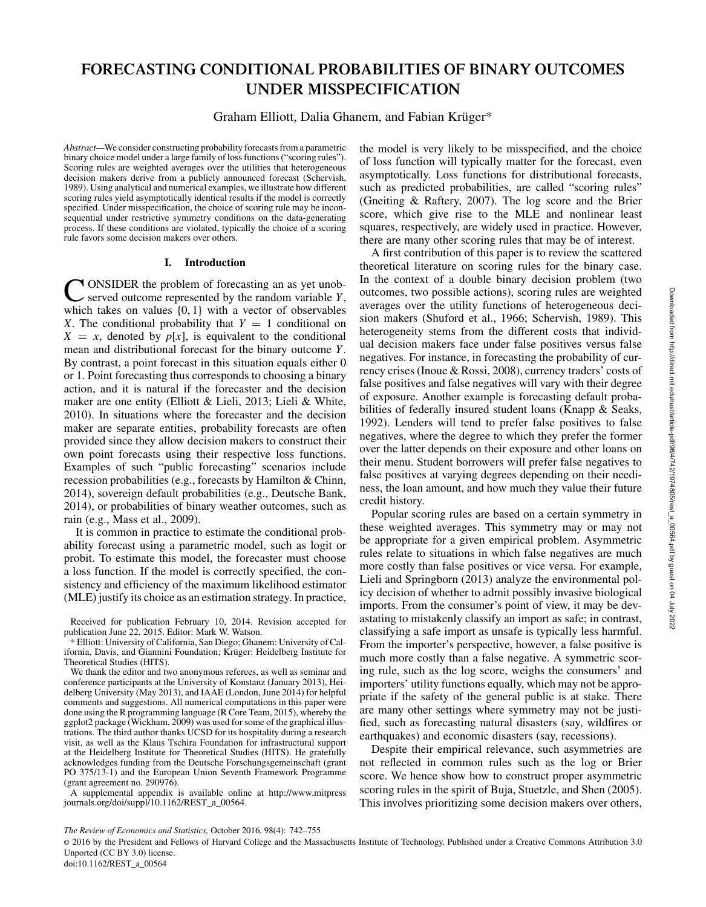# FORECASTING CONDITIONAL PROBABILITIES OF BINARY OUTCOMES UNDER MISSPECIFICATION

Graham Elliott, Dalia Ghanem, and Fabian Krüger*

*Abstract*—We consider constructing probability forecasts from a parametric binary choice model under a large family of loss functions ("scoring rules"). Scoring rules are weighted averages over the utilities that heterogeneous decision makers derive from a publicly announced forecast (Schervish, 1989). Using analytical and numerical examples, we illustrate how different scoring rules yield asymptotically identical results if the model is correctly specified. Under misspecification, the choice of scoring rule may be inconsequential under restrictive symmetry conditions on the data-generating process. If these conditions are violated, typically the choice of a scoring rule favors some decision makers over others.

## I. Introduction

CONSIDER the problem of forecasting an as yet unobserved outcome represented by the random variable $Y$, which takes on values $\{0, 1\}$ with a vector of observables $X$. The conditional probability that $Y = 1$ conditional on $X = x$, denoted by $p[x]$, is equivalent to the conditional mean and distributional forecast for the binary outcome $Y$. By contrast, a point forecast in this situation equals either 0 or 1. Point forecasting thus corresponds to choosing a binary action, and it is natural if the forecaster and the decision maker are one entity (Elliott & Lieli, 2013; Lieli & White, 2010). In situations where the forecaster and the decision maker are separate entities, probability forecasts are often provided since they allow decision makers to construct their own point forecasts using their respective loss functions. Examples of such "public forecasting" scenarios include recession probabilities (e.g., forecasts by Hamilton & Chinn, 2014), sovereign default probabilities (e.g., Deutsche Bank, 2014), or probabilities of binary weather outcomes, such as rain (e.g., Mass et al., 2009).

It is common in practice to estimate the conditional probability forecast using a parametric model, such as logit or probit. To estimate this model, the forecaster must choose a loss function. If the model is correctly specified, the consistency and efficiency of the maximum likelihood estimator (MLE) justify its choice as an estimation strategy. In practice, the model is very likely to be misspecified, and the choice of loss function will typically matter for the forecast, even asymptotically. Loss functions for distributional forecasts, such as predicted probabilities, are called "scoring rules" (Gneiting & Raftery, 2007). The log score and the Brier score, which give rise to the MLE and nonlinear least squares, respectively, are widely used in practice. However, there are many other scoring rules that may be of interest.

A first contribution of this paper is to review the scattered theoretical literature on scoring rules for the binary case. In the context of a double binary decision problem (two outcomes, two possible actions), scoring rules are weighted averages over the utility functions of heterogeneous decision makers (Shuford et al., 1966; Schervish, 1989). This heterogeneity stems from the different costs that individual decision makers face under false positives versus false negatives. For instance, in forecasting the probability of currency crises (Inoue & Rossi, 2008), currency traders' costs of false positives and false negatives will vary with their degree of exposure. Another example is forecasting default probabilities of federally insured student loans (Knapp & Seaks, 1992). Lenders will tend to prefer false positives to false negatives, where the degree to which they prefer the former over the latter depends on their exposure and other loans on their menu. Student borrowers will prefer false negatives to false positives at varying degrees depending on their neediness, the loan amount, and how much they value their future credit history.

Popular scoring rules are based on a certain symmetry in these weighted averages. This symmetry may or may not be appropriate for a given empirical problem. Asymmetric rules relate to situations in which false negatives are much more costly than false positives or vice versa. For example, Lieli and Springborn (2013) analyze the environmental policy decision of whether to admit possibly invasive biological imports. From the consumer's point of view, it may be devastating to mistakenly classify an import as safe; in contrast, classifying a safe import as unsafe is typically less harmful. From the importer's perspective, however, a false positive is much more costly than a false negative. A symmetric scoring rule, such as the log score, weighs the consumers' and importers' utility functions equally, which may not be appropriate if the safety of the general public is at stake. There are many other settings where symmetry may not be justified, such as forecasting natural disasters (say, wildfires or earthquakes) and economic disasters (say, recessions).

Despite their empirical relevance, such asymmetries are not reflected in common rules such as the log or Brier score. We hence show how to construct proper asymmetric scoring rules in the spirit of Buja, Stuetzle, and Shen (2005). This involves prioritizing some decision makers over others,

Received for publication February 10, 2014. Revision accepted for publication June 22, 2015. Editor: Mark W. Watson.

* Elliott: University of California, San Diego; Ghanem: University of California, Davis, and Giannini Foundation; Krüger: Heidelberg Institute for Theoretical Studies (HITS).

We thank the editor and two anonymous referees, as well as seminar and conference participants at the University of Konstanz (January 2013), Heidelberg University (May 2013), and IAAE (London, June 2014) for helpful comments and suggestions. All numerical computations in this paper were done using the R programming language (R Core Team, 2015), whereby the ggplot2 package (Wickham, 2009) was used for some of the graphical illustrations. The third author thanks UCSD for its hospitality during a research visit, as well as the Klaus Tschira Foundation for infrastructural support at the Heidelberg Institute for Theoretical Studies (HITS). He gratefully acknowledges funding from the Deutsche Forschungsgemeinschaft (grant PO 375/13-1) and the European Union Seventh Framework Programme (grant agreement no. 290976).

A supplemental appendix is available online at http://www.mitpressjournals.org/doi/suppl/10.1162/REST_a_00564.

© 2016 by the President and Fellows of Harvard College and the Massachusetts Institute of Technology. Published under a Creative Commons Attribution 3.0 Unported (CC BY 3.0) license.
doi:10.1162/REST_a_00564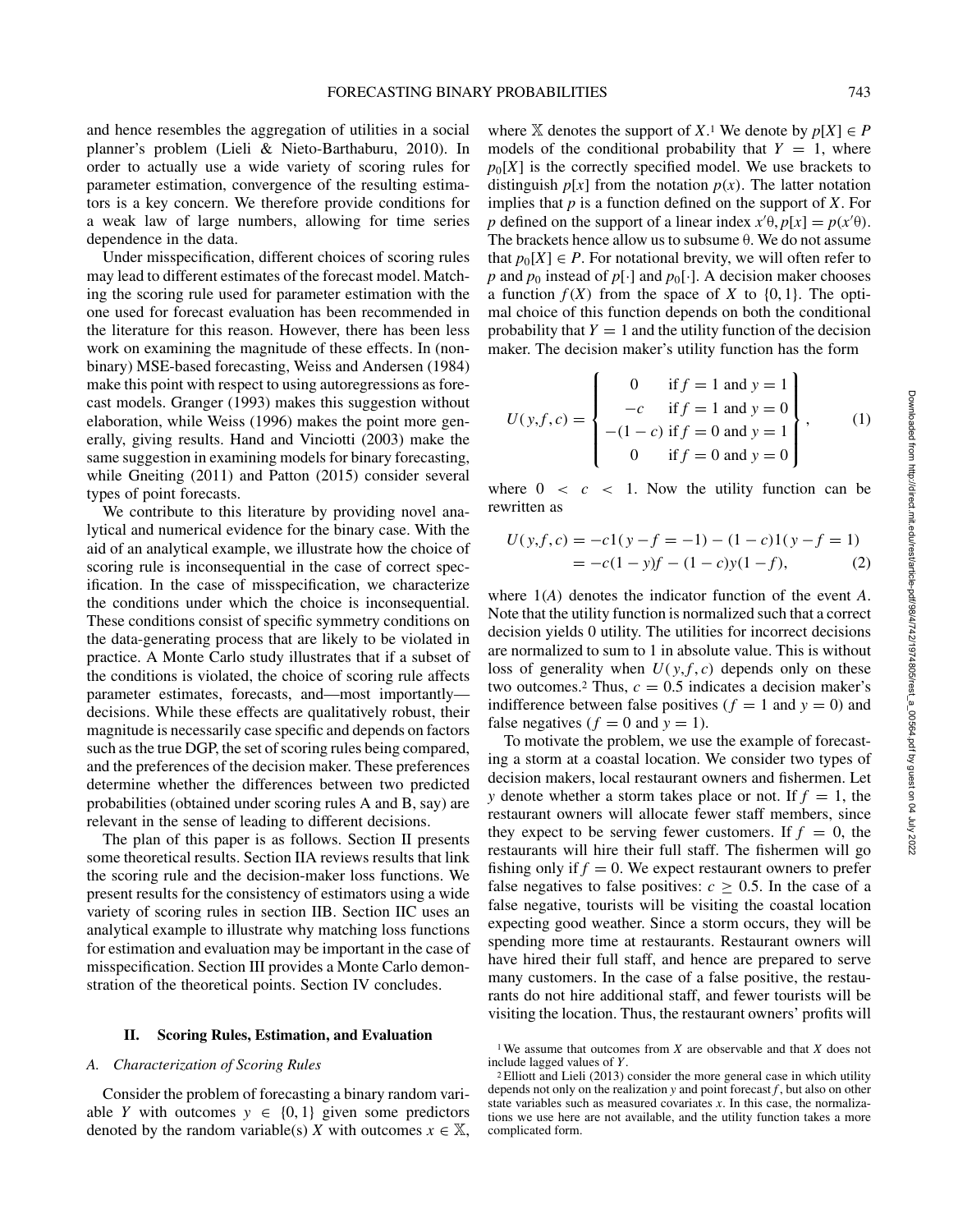and hence resembles the aggregation of utilities in a social planner's problem (Lieli & Nieto-Barthaburu, 2010). In order to actually use a wide variety of scoring rules for parameter estimation, convergence of the resulting estimators is a key concern. We therefore provide conditions for a weak law of large numbers, allowing for time series dependence in the data.

Under misspecification, different choices of scoring rules may lead to different estimates of the forecast model. Matching the scoring rule used for parameter estimation with the one used for forecast evaluation has been recommended in the literature for this reason. However, there has been less work on examining the magnitude of these effects. In (nonbinary) MSE-based forecasting, Weiss and Andersen (1984) make this point with respect to using autoregressions as forecast models. Granger (1993) makes this suggestion without elaboration, while Weiss (1996) makes the point more generally, giving results. Hand and Vinciotti (2003) make the same suggestion in examining models for binary forecasting, while Gneiting (2011) and Patton (2015) consider several types of point forecasts.

We contribute to this literature by providing novel analytical and numerical evidence for the binary case. With the aid of an analytical example, we illustrate how the choice of scoring rule is inconsequential in the case of correct specification. In the case of misspecification, we characterize the conditions under which the choice is inconsequential. These conditions consist of specific symmetry conditions on the data-generating process that are likely to be violated in practice. A Monte Carlo study illustrates that if a subset of the conditions is violated, the choice of scoring rule affects parameter estimates, forecasts, and—most importantly—decisions. While these effects are qualitatively robust, their magnitude is necessarily case specific and depends on factors such as the true DGP, the set of scoring rules being compared, and the preferences of the decision maker. These preferences determine whether the differences between two predicted probabilities (obtained under scoring rules A and B, say) are relevant in the sense of leading to different decisions.

The plan of this paper is as follows. Section II presents some theoretical results. Section IIA reviews results that link the scoring rule and the decision-maker loss functions. We present results for the consistency of estimators using a wide variety of scoring rules in section IIB. Section IIC uses an analytical example to illustrate why matching loss functions for estimation and evaluation may be important in the case of misspecification. Section III provides a Monte Carlo demonstration of the theoretical points. Section IV concludes.

## II. Scoring Rules, Estimation, and Evaluation

### *A. Characterization of Scoring Rules*

Consider the problem of forecasting a binary random variable $Y$ with outcomes $y \in \{0, 1\}$ given some predictors denoted by the random variable(s) $X$ with outcomes $x \in \mathbb{X}$, where $\mathbb{X}$ denotes the support of $X$.[1] We denote by $p[X] \in P$ models of the conditional probability that $Y = 1$, where $p_0[X]$ is the correctly specified model. We use brackets to distinguish $p[x]$ from the notation $p(x)$. The latter notation implies that $p$ is a function defined on the support of $X$. For $p$ defined on the support of a linear index $x'\theta$, $p[x] = p(x'\theta)$. The brackets hence allow us to subsume $\theta$. We do not assume that $p_0[X] \in P$. For notational brevity, we will often refer to $p$ and $p_0$ instead of $p[\cdot]$ and $p_0[\cdot]$. A decision maker chooses a function $f(X)$ from the space of $X$ to $\{0, 1\}$. The optimal choice of this function depends on both the conditional probability that $Y = 1$ and the utility function of the decision maker. The decision maker's utility function has the form

$$U(y,f,c) = \left\{ \begin{array}{cl} 0 & \text{if } f = 1 \text{ and } y = 1 \\ -c & \text{if } f = 1 \text{ and } y = 0 \\ -(1-c) & \text{if } f = 0 \text{ and } y = 1 \\ 0 & \text{if } f = 0 \text{ and } y = 0 \end{array} \right\}, \qquad (1)$$

where $0 < c < 1$. Now the utility function can be rewritten as

$$\begin{aligned} U(y,f,c) &= -c1(y - f = -1) - (1-c)1(y - f = 1) \\ &= -c(1-y)f - (1-c)y(1-f), \qquad (2) \end{aligned}$$

where $1(A)$ denotes the indicator function of the event $A$. Note that the utility function is normalized such that a correct decision yields 0 utility. The utilities for incorrect decisions are normalized to sum to 1 in absolute value. This is without loss of generality when $U(y, f, c)$ depends only on these two outcomes.[2] Thus, $c = 0.5$ indicates a decision maker's indifference between false positives ($f = 1$ and $y = 0$) and false negatives ($f = 0$ and $y = 1$).

To motivate the problem, we use the example of forecasting a storm at a coastal location. We consider two types of decision makers, local restaurant owners and fishermen. Let $y$ denote whether a storm takes place or not. If $f = 1$, the restaurant owners will allocate fewer staff members, since they expect to be serving fewer customers. If $f = 0$, the restaurants will hire their full staff. The fishermen will go fishing only if $f = 0$. We expect restaurant owners to prefer false negatives to false positives: $c \geq 0.5$. In the case of a false negative, tourists will be visiting the coastal location expecting good weather. Since a storm occurs, they will be spending more time at restaurants. Restaurant owners will have hired their full staff, and hence are prepared to serve many customers. In the case of a false positive, the restaurants do not hire additional staff, and fewer tourists will be visiting the location. Thus, the restaurant owners' profits will

[1] We assume that outcomes from $X$ are observable and that $X$ does not include lagged values of $Y$.

[2] Elliott and Lieli (2013) consider the more general case in which utility depends not only on the realization $y$ and point forecast $f$, but also on other state variables such as measured covariates $x$. In this case, the normalizations we use here are not available, and the utility function takes a more complicated form.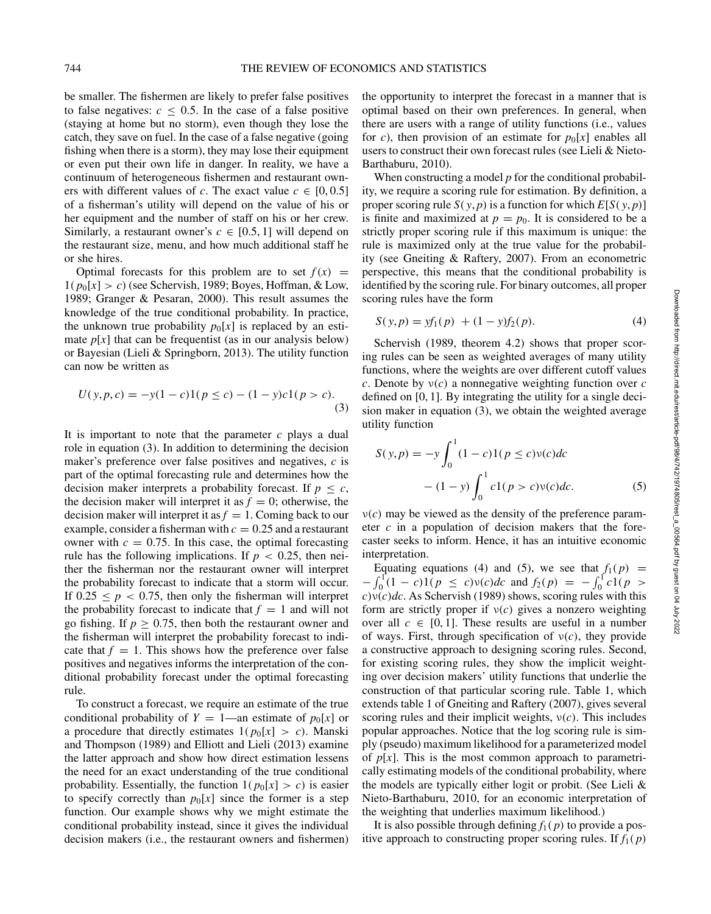be smaller. The fishermen are likely to prefer false positives to false negatives: $c \leq 0.5$. In the case of a false positive (staying at home but no storm), even though they lose the catch, they save on fuel. In the case of a false negative (going fishing when there is a storm), they may lose their equipment or even put their own life in danger. In reality, we have a continuum of heterogeneous fishermen and restaurant owners with different values of $c$. The exact value $c \in [0, 0.5]$ of a fisherman's utility will depend on the value of his or her equipment and the number of staff on his or her crew. Similarly, a restaurant owner's $c \in [0.5, 1]$ will depend on the restaurant size, menu, and how much additional staff he or she hires.

Optimal forecasts for this problem are to set $f(x) = 1(p_0[x] > c)$ (see Schervish, 1989; Boyes, Hoffman, & Low, 1989; Granger & Pesaran, 2000). This result assumes the knowledge of the true conditional probability. In practice, the unknown true probability $p_0[x]$ is replaced by an estimate $p[x]$ that can be frequentist (as in our analysis below) or Bayesian (Lieli & Springborn, 2013). The utility function can now be written as

$$U(y, p, c) = -y(1-c)1(p \leq c) - (1-y)c1(p > c). \tag{3}$$

It is important to note that the parameter $c$ plays a dual role in equation (3). In addition to determining the decision maker's preference over false positives and negatives, $c$ is part of the optimal forecasting rule and determines how the decision maker interprets a probability forecast. If $p \leq c$, the decision maker will interpret it as $f = 0$; otherwise, the decision maker will interpret it as $f = 1$. Coming back to our example, consider a fisherman with $c = 0.25$ and a restaurant owner with $c = 0.75$. In this case, the optimal forecasting rule has the following implications. If $p < 0.25$, then neither the fisherman nor the restaurant owner will interpret the probability forecast to indicate that a storm will occur. If $0.25 \leq p < 0.75$, then only the fisherman will interpret the probability forecast to indicate that $f = 1$ and will not go fishing. If $p \geq 0.75$, then both the restaurant owner and the fisherman will interpret the probability forecast to indicate that $f = 1$. This shows how the preference over false positives and negatives informs the interpretation of the conditional probability forecast under the optimal forecasting rule.

To construct a forecast, we require an estimate of the true conditional probability of $Y = 1$—an estimate of $p_0[x]$ or a procedure that directly estimates $1(p_0[x] > c)$. Manski and Thompson (1989) and Elliott and Lieli (2013) examine the latter approach and show how direct estimation lessens the need for an exact understanding of the true conditional probability. Essentially, the function $1(p_0[x] > c)$ is easier to specify correctly than $p_0[x]$ since the former is a step function. Our example shows why we might estimate the conditional probability instead, since it gives the individual decision makers (i.e., the restaurant owners and fishermen) the opportunity to interpret the forecast in a manner that is optimal based on their own preferences. In general, when there are users with a range of utility functions (i.e., values for $c$), then provision of an estimate for $p_0[x]$ enables all users to construct their own forecast rules (see Lieli & Nieto-Barthaburu, 2010).

When constructing a model $p$ for the conditional probability, we require a scoring rule for estimation. By definition, a proper scoring rule $S(y, p)$ is a function for which $E[S(y, p)]$ is finite and maximized at $p = p_0$. It is considered to be a strictly proper scoring rule if this maximum is unique: the rule is maximized only at the true value for the probability (see Gneiting & Raftery, 2007). From an econometric perspective, this means that the conditional probability is identified by the scoring rule. For binary outcomes, all proper scoring rules have the form

$$S(y, p) = yf_1(p) + (1-y)f_2(p). \tag{4}$$

Schervish (1989, theorem 4.2) shows that proper scoring rules can be seen as weighted averages of many utility functions, where the weights are over different cutoff values $c$. Denote by $\nu(c)$ a nonnegative weighting function over $c$ defined on $[0, 1]$. By integrating the utility for a single decision maker in equation (3), we obtain the weighted average utility function

$$S(y, p) = -y \int_0^1 (1-c)1(p \leq c)\nu(c)dc - (1-y)\int_0^1 c1(p > c)\nu(c)dc. \tag{5}$$

$\nu(c)$ may be viewed as the density of the preference parameter $c$ in a population of decision makers that the forecaster seeks to inform. Hence, it has an intuitive economic interpretation.

Equating equations (4) and (5), we see that $f_1(p) = -\int_0^1 (1-c)1(p \leq c)\nu(c)dc$ and $f_2(p) = -\int_0^1 c1(p > c)\nu(c)dc$. As Schervish (1989) shows, scoring rules with this form are strictly proper if $\nu(c)$ gives a nonzero weighting over all $c \in [0, 1]$. These results are useful in a number of ways. First, through specification of $\nu(c)$, they provide a constructive approach to designing scoring rules. Second, for existing scoring rules, they show the implicit weighting over decision makers' utility functions that underlie the construction of that particular scoring rule. Table 1, which extends table 1 of Gneiting and Raftery (2007), gives several scoring rules and their implicit weights, $\nu(c)$. This includes popular approaches. Notice that the log scoring rule is simply (pseudo) maximum likelihood for a parameterized model of $p[x]$. This is the most common approach to parametrically estimating models of the conditional probability, where the models are typically either logit or probit. (See Lieli & Nieto-Barthaburu, 2010, for an economic interpretation of the weighting that underlies maximum likelihood.)

It is also possible through defining $f_1(p)$ to provide a positive approach to constructing proper scoring rules. If $f_1(p)$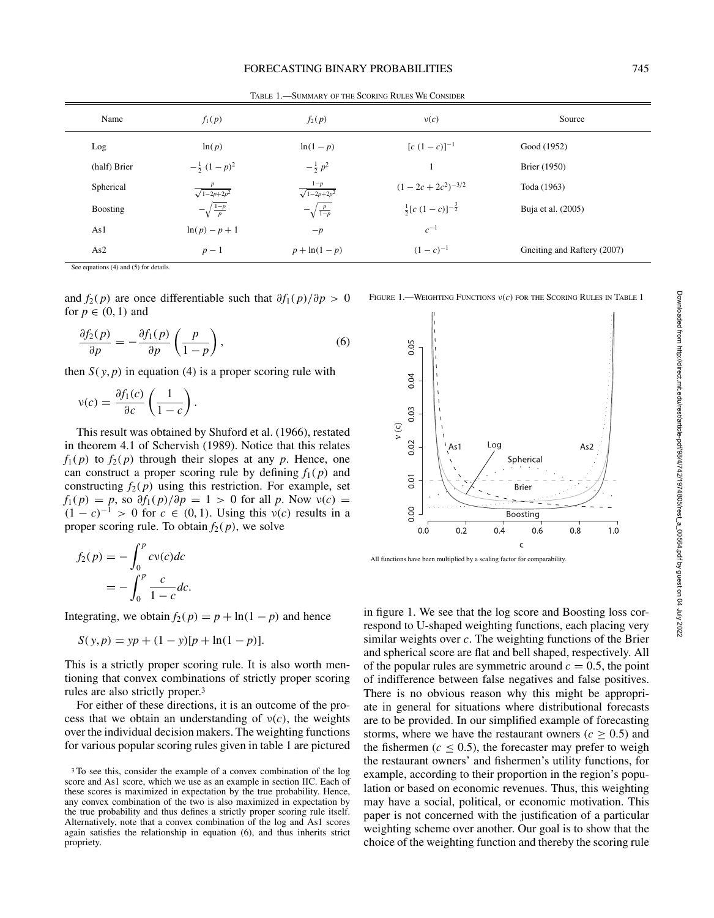TABLE 1.—SUMMARY OF THE SCORING RULES WE CONSIDER

| Name | $f_1(p)$ | $f_2(p)$ | $\nu(c)$ | Source |
|---|---|---|---|---|
| Log | $\ln(p)$ | $\ln(1-p)$ | $[c\,(1-c)]^{-1}$ | Good (1952) |
| (half) Brier | $-\frac{1}{2}\,(1-p)^2$ | $-\frac{1}{2}\,p^2$ | 1 | Brier (1950) |
| Spherical | $\frac{p}{\sqrt{1-2p+2p^2}}$ | $\frac{1-p}{\sqrt{1-2p+2p^2}}$ | $(1-2c+2c^2)^{-3/2}$ | Toda (1963) |
| Boosting | $-\sqrt{\frac{1-p}{p}}$ | $-\sqrt{\frac{p}{1-p}}$ | $\frac{1}{2}[c\,(1-c)]^{-\frac{3}{2}}$ | Buja et al. (2005) |
| As1 | $\ln(p)-p+1$ | $-p$ | $c^{-1}$ | |
| As2 | $p-1$ | $p+\ln(1-p)$ | $(1-c)^{-1}$ | Gneiting and Raftery (2007) |

See equations (4) and (5) for details.

and $f_2(p)$ are once differentiable such that $\partial f_1(p)/\partial p > 0$ for $p \in (0,1)$ and

$$\frac{\partial f_2(p)}{\partial p} = -\frac{\partial f_1(p)}{\partial p}\left(\frac{p}{1-p}\right), \tag{6}$$

then $S(y,p)$ in equation (4) is a proper scoring rule with

$$\nu(c) = \frac{\partial f_1(c)}{\partial c}\left(\frac{1}{1-c}\right).$$

This result was obtained by Shuford et al. (1966), restated in theorem 4.1 of Schervish (1989). Notice that this relates $f_1(p)$ to $f_2(p)$ through their slopes at any $p$. Hence, one can construct a proper scoring rule by defining $f_1(p)$ and constructing $f_2(p)$ using this restriction. For example, set $f_1(p) = p$, so $\partial f_1(p)/\partial p = 1 > 0$ for all $p$. Now $\nu(c) = (1-c)^{-1} > 0$ for $c \in (0,1)$. Using this $\nu(c)$ results in a proper scoring rule. To obtain $f_2(p)$, we solve

$$\begin{aligned} f_2(p) &= -\int_0^p c\nu(c)dc \\ &= -\int_0^p \frac{c}{1-c}dc. \end{aligned}$$

Integrating, we obtain $f_2(p) = p + \ln(1-p)$ and hence

$$S(y,p) = yp + (1-y)[p + \ln(1-p)].$$

This is a strictly proper scoring rule. It is also worth mentioning that convex combinations of strictly proper scoring rules are also strictly proper.[3]

For either of these directions, it is an outcome of the process that we obtain an understanding of $\nu(c)$, the weights over the individual decision makers. The weighting functions for various popular scoring rules given in table 1 are pictured in figure 1. We see that the log score and Boosting loss correspond to U-shaped weighting functions, each placing very similar weights over $c$. The weighting functions of the Brier and spherical score are flat and bell shaped, respectively. All of the popular rules are symmetric around $c = 0.5$, the point of indifference between false negatives and false positives. There is no obvious reason why this might be appropriate in general for situations where distributional forecasts are to be provided. In our simplified example of forecasting storms, where we have the restaurant owners ($c \geq 0.5$) and the fishermen ($c \leq 0.5$), the forecaster may prefer to weigh the restaurant owners' and fishermen's utility functions, for example, according to their proportion in the region's population or based on economic revenues. Thus, this weighting may have a social, political, or economic motivation. This paper is not concerned with the justification of a particular weighting scheme over another. Our goal is to show that the choice of the weighting function and thereby the scoring rule

FIGURE 1.—WEIGHTING FUNCTIONS $\nu(c)$ FOR THE SCORING RULES IN TABLE 1

All functions have been multiplied by a scaling factor for comparability.

[3] To see this, consider the example of a convex combination of the log score and As1 score, which we use as an example in section IIC. Each of these scores is maximized in expectation by the true probability. Hence, any convex combination of the two is also maximized in expectation by the true probability and thus defines a strictly proper scoring rule itself. Alternatively, note that a convex combination of the log and As1 scores again satisfies the relationship in equation (6), and thus inherits strict propriety.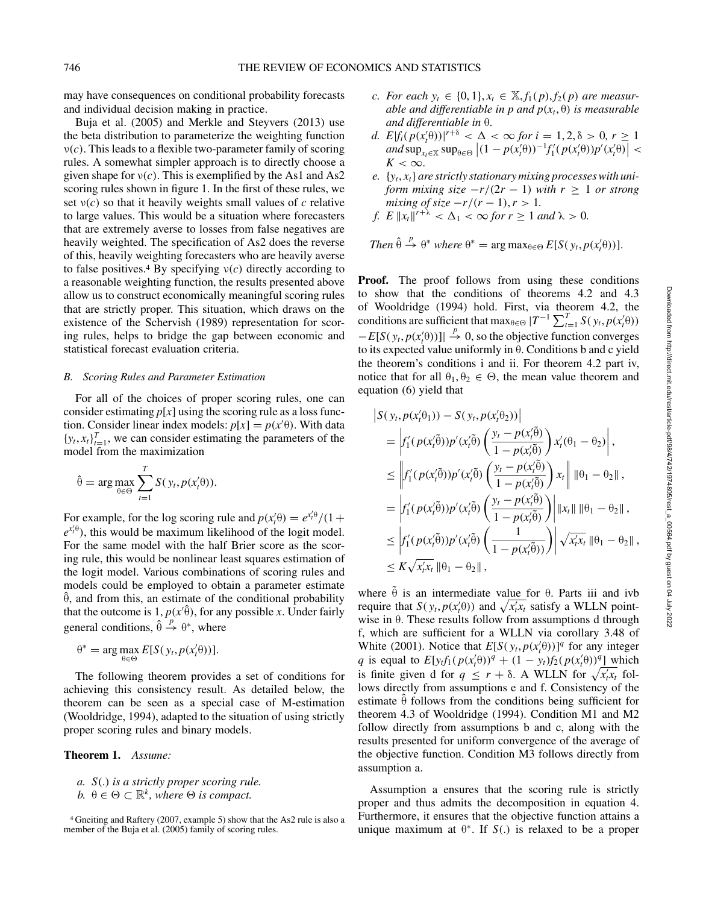may have consequences on conditional probability forecasts and individual decision making in practice.

Buja et al. (2005) and Merkle and Steyvers (2013) use the beta distribution to parameterize the weighting function $\nu(c)$. This leads to a flexible two-parameter family of scoring rules. A somewhat simpler approach is to directly choose a given shape for $\nu(c)$. This is exemplified by the As1 and As2 scoring rules shown in figure 1. In the first of these rules, we set $\nu(c)$ so that it heavily weights small values of $c$ relative to large values. This would be a situation where forecasters that are extremely averse to losses from false negatives are heavily weighted. The specification of As2 does the reverse of this, heavily weighting forecasters who are heavily averse to false positives.[4] By specifying $\nu(c)$ directly according to a reasonable weighting function, the results presented above allow us to construct economically meaningful scoring rules that are strictly proper. This situation, which draws on the existence of the Schervish (1989) representation for scoring rules, helps to bridge the gap between economic and statistical forecast evaluation criteria.

### *B. Scoring Rules and Parameter Estimation*

For all of the choices of proper scoring rules, one can consider estimating $p[x]$ using the scoring rule as a loss function. Consider linear index models: $p[x] = p(x'\theta)$. With data $\{y_t, x_t\}_{t=1}^T$, we can consider estimating the parameters of the model from the maximization

$$\hat{\theta} = \arg\max_{\theta \in \Theta} \sum_{t=1}^{T} S(y_t, p(x_t'\theta)).$$

For example, for the log scoring rule and $p(x_t'\theta) = e^{x_t'\theta}/(1 + e^{x_t'\theta})$, this would be maximum likelihood of the logit model. For the same model with the half Brier score as the scoring rule, this would be nonlinear least squares estimation of the logit model. Various combinations of scoring rules and models could be employed to obtain a parameter estimate $\hat{\theta}$, and from this, an estimate of the conditional probability that the outcome is 1, $p(x'\hat{\theta})$, for any possible $x$. Under fairly general conditions, $\hat{\theta} \xrightarrow{p} \theta^*$, where

$$\theta^* = \arg\max_{\theta \in \Theta} E[S(y_t, p(x_t'\theta))].$$

The following theorem provides a set of conditions for achieving this consistency result. As detailed below, the theorem can be seen as a special case of M-estimation (Wooldridge, 1994), adapted to the situation of using strictly proper scoring rules and binary models.

**Theorem 1.** *Assume:*

*a. $S(.)$ is a strictly proper scoring rule.*

*b. $\theta \in \Theta \subset \mathbb{R}^k$, where $\Theta$ is compact.*

*c. For each $y_t \in \{0, 1\}, x_t \in \mathbb{X}, f_1(p), f_2(p)$ are measurable and differentiable in $p$ and $p(x_t, \theta)$ is measurable and differentiable in $\theta$.*

*d. $E|f_i(p(x_t'\theta))|^{r+\delta} < \Delta < \infty$ for $i = 1, 2, \delta > 0$, $r \geq 1$ and $\sup_{x_t \in \mathbb{X}} \sup_{\theta \in \Theta} \left|(1 - p(x_t'\theta))^{-1} f_1'(p(x_t'\theta))p'(x_t'\theta)\right| < K < \infty$.*

*e. $\{y_t, x_t\}$ are strictly stationary mixing processes with uniform mixing size $-r/(2r - 1)$ with $r \geq 1$ or strong mixing of size $-r/(r - 1)$, $r > 1$.*

*f. $E\,\|x_t\|^{r+\lambda} < \Delta_1 < \infty$ for $r \geq 1$ and $\lambda > 0$.*

*Then $\hat{\theta} \xrightarrow{p} \theta^*$ where $\theta^* = \arg\max_{\theta \in \Theta} E[S(y_t, p(x_t'\theta))]$.*

**Proof.** The proof follows from using these conditions to show that the conditions of theorems 4.2 and 4.3 of Wooldridge (1994) hold. First, via theorem 4.2, the conditions are sufficient that $\max_{\theta \in \Theta} |T^{-1} \sum_{t=1}^{T} S(y_t, p(x_t'\theta)) - E[S(y_t, p(x_t'\theta))]| \xrightarrow{p} 0$, so the objective function converges to its expected value uniformly in $\theta$. Conditions b and c yield the theorem's conditions i and ii. For theorem 4.2 part iv, notice that for all $\theta_1, \theta_2 \in \Theta$, the mean value theorem and equation (6) yield that

$$\begin{aligned}
&\left|S(y_t, p(x_t'\theta_1)) - S(y_t, p(x_t'\theta_2))\right| \\
&= \left| f_1'(p(x_t'\tilde{\theta}))p'(x_t'\tilde{\theta}) \left( \frac{y_t - p(x_t'\tilde{\theta})}{1 - p(x_t'\tilde{\theta})} \right) x_t'(\theta_1 - \theta_2) \right|, \\
&\leq \left\| f_1'(p(x_t'\tilde{\theta}))p'(x_t'\tilde{\theta}) \left( \frac{y_t - p(x_t'\tilde{\theta})}{1 - p(x_t'\tilde{\theta})} \right) x_t \right\| \|\theta_1 - \theta_2\|, \\
&= \left| f_1'(p(x_t'\tilde{\theta}))p'(x_t'\tilde{\theta}) \left( \frac{y_t - p(x_t'\tilde{\theta})}{1 - p(x_t'\tilde{\theta})} \right) \right| \|x_t\| \, \|\theta_1 - \theta_2\|, \\
&\leq \left| f_1'(p(x_t'\tilde{\theta}))p'(x_t'\tilde{\theta}) \left( \frac{1}{1 - p(x_t'\tilde{\theta}))} \right) \right| \sqrt{x_t'x_t} \, \|\theta_1 - \theta_2\|, \\
&\leq K\sqrt{x_t'x_t} \, \|\theta_1 - \theta_2\|,
\end{aligned}$$

where $\tilde{\theta}$ is an intermediate value for $\theta$. Parts iii and ivb require that $S(y_t, p(x_t'\theta))$ and $\sqrt{x_t'x_t}$ satisfy a WLLN pointwise in $\theta$. These results follow from assumptions d through f, which are sufficient for a WLLN via corollary 3.48 of White (2001). Notice that $E[S(y_t, p(x_t'\theta))]^q$ for any integer $q$ is equal to $E[y_t f_1(p(x_t'\theta))^q + (1 - y_t) f_2(p(x_t'\theta))^q]$ which is finite given d for $q \leq r + \delta$. A WLLN for $\sqrt{x_t'x_t}$ follows directly from assumptions e and f. Consistency of the estimate $\hat{\theta}$ follows from the conditions being sufficient for theorem 4.3 of Wooldridge (1994). Condition M1 and M2 follow directly from assumptions b and c, along with the results presented for uniform convergence of the average of the objective function. Condition M3 follows directly from assumption a.

Assumption a ensures that the scoring rule is strictly proper and thus admits the decomposition in equation 4. Furthermore, it ensures that the objective function attains a unique maximum at $\theta^*$. If $S(.)$ is relaxed to be a proper

[4] Gneiting and Raftery (2007, example 5) show that the As2 rule is also a member of the Buja et al. (2005) family of scoring rules.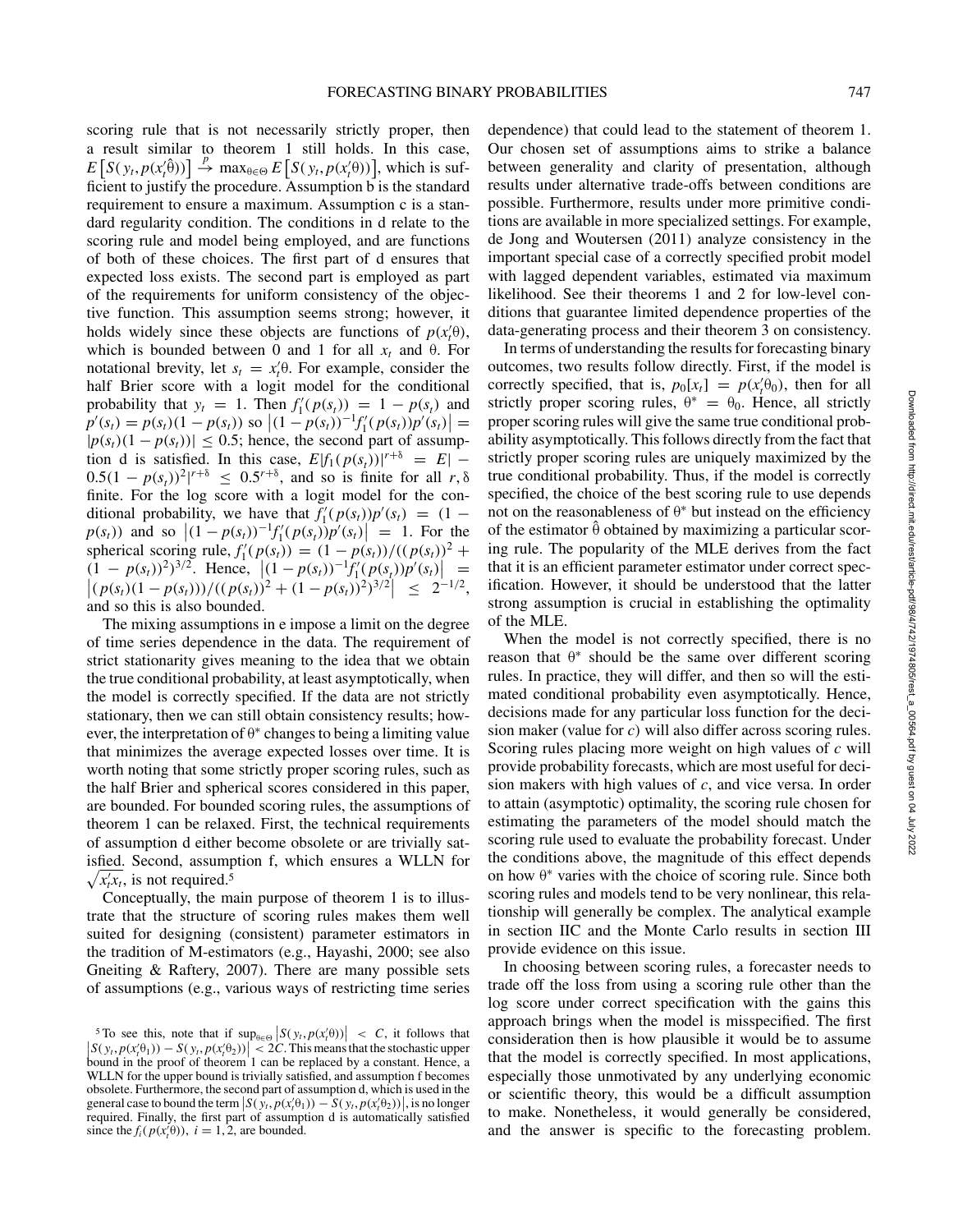scoring rule that is not necessarily strictly proper, then a result similar to theorem 1 still holds. In this case, $E\left[S(y_t, p(x_t'\hat{\theta}))\right] \xrightarrow{p} \max_{\theta\in\Theta} E\left[S(y_t, p(x_t'\theta))\right]$, which is sufficient to justify the procedure. Assumption b is the standard requirement to ensure a maximum. Assumption c is a standard regularity condition. The conditions in d relate to the scoring rule and model being employed, and are functions of both of these choices. The first part of d ensures that expected loss exists. The second part is employed as part of the requirements for uniform consistency of the objective function. This assumption seems strong; however, it holds widely since these objects are functions of $p(x_t'\theta)$, which is bounded between 0 and 1 for all $x_t$ and $\theta$. For notational brevity, let $s_t = x_t'\theta$. For example, consider the half Brier score with a logit model for the conditional probability that $y_t = 1$. Then $f_1'(p(s_t)) = 1 - p(s_t)$ and $p'(s_t) = p(s_t)(1 - p(s_t))$ so $\left|(1 - p(s_t))^{-1} f_1'(p(s_t))p'(s_t)\right| = |p(s_t)(1 - p(s_t))| \leq 0.5$; hence, the second part of assumption d is satisfied. In this case, $E|f_1(p(s_t))|^{r+\delta} = E|-0.5(1 - p(s_t))^2|^{r+\delta} \leq 0.5^{r+\delta}$, and so is finite for all $r, \delta$ finite. For the log score with a logit model for the conditional probability, we have that $f_1'(p(s_t))p'(s_t) = (1 - p(s_t))$ and so $\left|(1 - p(s_t))^{-1} f_1'(p(s_t))p'(s_t)\right| = 1$. For the spherical scoring rule, $f_1'(p(s_t)) = (1 - p(s_t))/((p(s_t))^2 + (1 - p(s_t))^2)^{3/2}$. Hence, $\left|(1 - p(s_t))^{-1} f_1'(p(s_t))p'(s_t)\right| = \left|(p(s_t)(1 - p(s_t)))/((p(s_t))^2 + (1 - p(s_t))^2)^{3/2}\right| \leq 2^{-1/2}$, and so this is also bounded.

The mixing assumptions in e impose a limit on the degree of time series dependence in the data. The requirement of strict stationarity gives meaning to the idea that we obtain the true conditional probability, at least asymptotically, when the model is correctly specified. If the data are not strictly stationary, then we can still obtain consistency results; however, the interpretation of $\theta^*$ changes to being a limiting value that minimizes the average expected losses over time. It is worth noting that some strictly proper scoring rules, such as the half Brier and spherical scores considered in this paper, are bounded. For bounded scoring rules, the assumptions of theorem 1 can be relaxed. First, the technical requirements of assumption d either become obsolete or are trivially satisfied. Second, assumption f, which ensures a WLLN for $\sqrt{x_t'x_t}$, is not required.[5]

Conceptually, the main purpose of theorem 1 is to illustrate that the structure of scoring rules makes them well suited for designing (consistent) parameter estimators in the tradition of M-estimators (e.g., Hayashi, 2000; see also Gneiting & Raftery, 2007). There are many possible sets of assumptions (e.g., various ways of restricting time series dependence) that could lead to the statement of theorem 1. Our chosen set of assumptions aims to strike a balance between generality and clarity of presentation, although results under alternative trade-offs between conditions are possible. Furthermore, results under more primitive conditions are available in more specialized settings. For example, de Jong and Woutersen (2011) analyze consistency in the important special case of a correctly specified probit model with lagged dependent variables, estimated via maximum likelihood. See their theorems 1 and 2 for low-level conditions that guarantee limited dependence properties of the data-generating process and their theorem 3 on consistency.

In terms of understanding the results for forecasting binary outcomes, two results follow directly. First, if the model is correctly specified, that is, $p_0[x_t] = p(x_t'\theta_0)$, then for all strictly proper scoring rules, $\theta^* = \theta_0$. Hence, all strictly proper scoring rules will give the same true conditional probability asymptotically. This follows directly from the fact that strictly proper scoring rules are uniquely maximized by the true conditional probability. Thus, if the model is correctly specified, the choice of the best scoring rule to use depends not on the reasonableness of $\theta^*$ but instead on the efficiency of the estimator $\hat{\theta}$ obtained by maximizing a particular scoring rule. The popularity of the MLE derives from the fact that it is an efficient parameter estimator under correct specification. However, it should be understood that the latter strong assumption is crucial in establishing the optimality of the MLE.

When the model is not correctly specified, there is no reason that $\theta^*$ should be the same over different scoring rules. In practice, they will differ, and then so will the estimated conditional probability even asymptotically. Hence, decisions made for any particular loss function for the decision maker (value for $c$) will also differ across scoring rules. Scoring rules placing more weight on high values of $c$ will provide probability forecasts, which are most useful for decision makers with high values of $c$, and vice versa. In order to attain (asymptotic) optimality, the scoring rule chosen for estimating the parameters of the model should match the scoring rule used to evaluate the probability forecast. Under the conditions above, the magnitude of this effect depends on how $\theta^*$ varies with the choice of scoring rule. Since both scoring rules and models tend to be very nonlinear, this relationship will generally be complex. The analytical example in section IIC and the Monte Carlo results in section III provide evidence on this issue.

In choosing between scoring rules, a forecaster needs to trade off the loss from using a scoring rule other than the log score under correct specification with the gains this approach brings when the model is misspecified. The first consideration then is how plausible it would be to assume that the model is correctly specified. In most applications, especially those unmotivated by any underlying economic or scientific theory, this would be a difficult assumption to make. Nonetheless, it would generally be considered, and the answer is specific to the forecasting problem.

[5] To see this, note that if $\sup_{\theta\in\Theta}\left|S(y_t, p(x_t'\theta))\right| < C$, it follows that $\left|S(y_t, p(x_t'\theta_1)) - S(y_t, p(x_t'\theta_2))\right| < 2C$. This means that the stochastic upper bound in the proof of theorem 1 can be replaced by a constant. Hence, a WLLN for the upper bound is trivially satisfied, and assumption f becomes obsolete. Furthermore, the second part of assumption d, which is used in the general case to bound the term $\left|S(y_t, p(x_t'\theta_1)) - S(y_t, p(x_t'\theta_2))\right|$, is no longer required. Finally, the first part of assumption d is automatically satisfied since the $f_i(p(x_t'\theta))$, $i = 1, 2$, are bounded.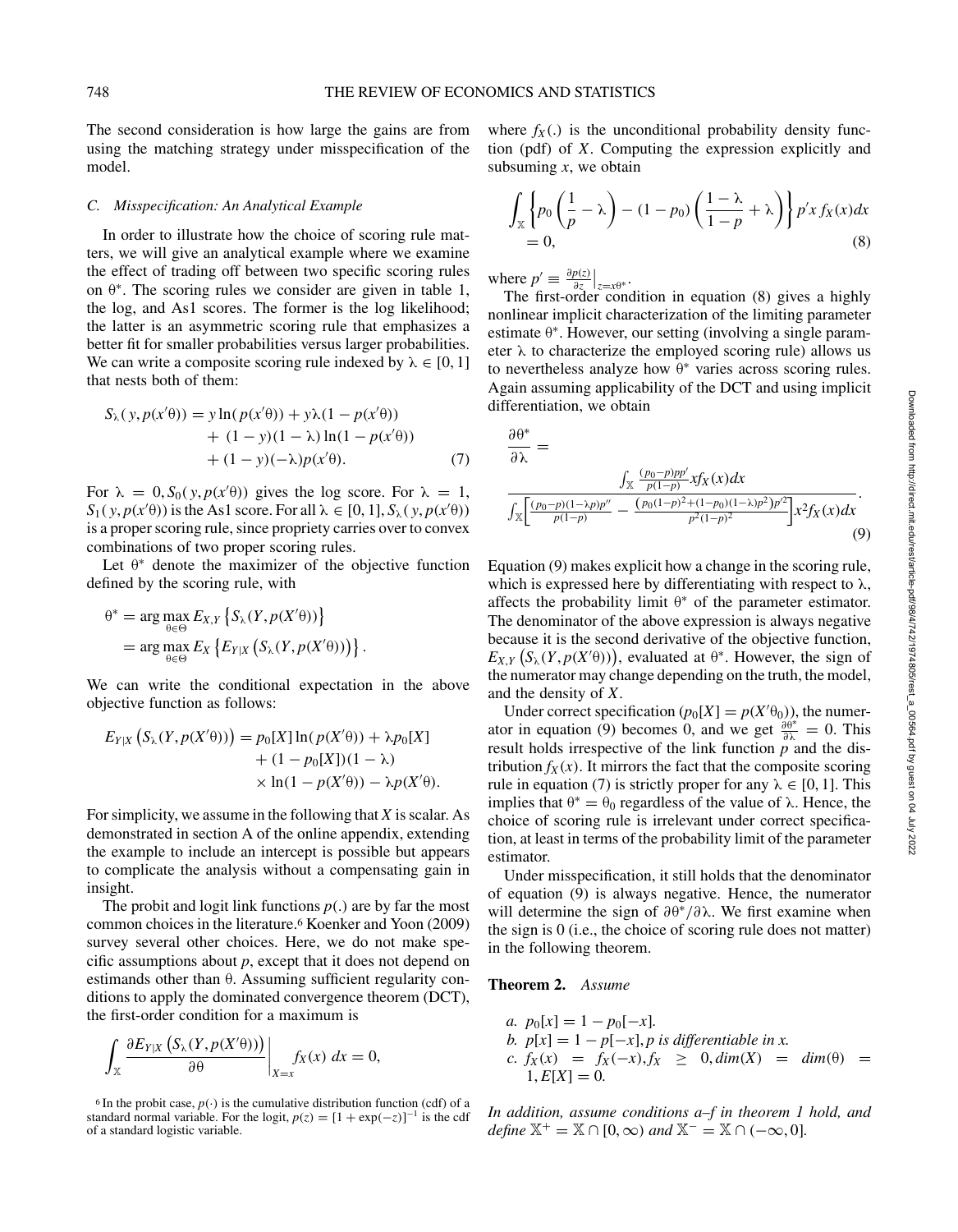The second consideration is how large the gains are from using the matching strategy under misspecification of the model.

### C. Misspecification: An Analytical Example

In order to illustrate how the choice of scoring rule matters, we will give an analytical example where we examine the effect of trading off between two specific scoring rules on $\theta^*$. The scoring rules we consider are given in table 1, the log, and As1 scores. The former is the log likelihood; the latter is an asymmetric scoring rule that emphasizes a better fit for smaller probabilities versus larger probabilities. We can write a composite scoring rule indexed by $\lambda \in [0, 1]$ that nests both of them:

$$
\begin{aligned}
S_\lambda(y, p(x'\theta)) &= y \ln(p(x'\theta)) + y\lambda(1 - p(x'\theta)) \\
&\quad + (1 - y)(1 - \lambda)\ln(1 - p(x'\theta)) \\
&\quad + (1 - y)(-\lambda)p(x'\theta). \qquad (7)
\end{aligned}
$$

For $\lambda = 0, S_0(y, p(x'\theta))$ gives the log score. For $\lambda = 1$, $S_1(y, p(x'\theta))$ is the As1 score. For all $\lambda \in [0, 1], S_\lambda(y, p(x'\theta))$ is a proper scoring rule, since propriety carries over to convex combinations of two proper scoring rules.

Let $\theta^*$ denote the maximizer of the objective function defined by the scoring rule, with

$$
\begin{aligned}
\theta^* &= \arg\max_{\theta \in \Theta} E_{X,Y}\left\{S_\lambda(Y, p(x'\theta))\right\} \\
&= \arg\max_{\theta \in \Theta} E_X\left\{E_{Y|X}\left(S_\lambda(Y, p(X'\theta))\right)\right\}.
\end{aligned}
$$

We can write the conditional expectation in the above objective function as follows:

$$
\begin{aligned}
E_{Y|X}\left(S_\lambda(Y, p(X'\theta))\right) &= p_0[X]\ln(p(X'\theta)) + \lambda p_0[X] \\
&\quad + (1 - p_0[X])(1 - \lambda) \\
&\quad \times \ln(1 - p(X'\theta)) - \lambda p(X'\theta).
\end{aligned}
$$

For simplicity, we assume in the following that $X$ is scalar. As demonstrated in section A of the online appendix, extending the example to include an intercept is possible but appears to complicate the analysis without a compensating gain in insight.

The probit and logit link functions $p(.)$ are by far the most common choices in the literature.[6] Koenker and Yoon (2009) survey several other choices. Here, we do not make specific assumptions about $p$, except that it does not depend on estimands other than $\theta$. Assuming sufficient regularity conditions to apply the dominated convergence theorem (DCT), the first-order condition for a maximum is

$$
\int_{\mathbb{X}} \left.\frac{\partial E_{Y|X}\left(S_\lambda(Y, p(X'\theta))\right)}{\partial\theta}\right|_{X=x} f_X(x)\, dx = 0,
$$

where $f_X(.)$ is the unconditional probability density function (pdf) of $X$. Computing the expression explicitly and subsuming $x$, we obtain

$$
\int_{\mathbb{X}} \left\{p_0\left(\frac{1}{p} - \lambda\right) - (1 - p_0)\left(\frac{1 - \lambda}{1 - p} + \lambda\right)\right\} p'x\, f_X(x)dx = 0, \qquad (8)
$$

where $p' \equiv \left.\frac{\partial p(z)}{\partial z}\right|_{z=x\theta^*}$.

The first-order condition in equation (8) gives a highly nonlinear implicit characterization of the limiting parameter estimate $\theta^*$. However, our setting (involving a single parameter $\lambda$ to characterize the employed scoring rule) allows us to nevertheless analyze how $\theta^*$ varies across scoring rules. Again assuming applicability of the DCT and using implicit differentiation, we obtain

$$
\frac{\partial\theta^*}{\partial\lambda} = \frac{\int_{\mathbb{X}} \frac{(p_0 - p)pp'}{p(1-p)} x f_X(x)dx}{\int_{\mathbb{X}}\left[\frac{(p_0 - p)(1 - \lambda p)p''}{p(1-p)} - \frac{\left(p_0(1-p)^2 + (1-p_0)(1-\lambda)p^2\right)p'^2}{p^2(1-p)^2}\right]x^2 f_X(x)dx}. \qquad (9)
$$

Equation (9) makes explicit how a change in the scoring rule, which is expressed here by differentiating with respect to $\lambda$, affects the probability limit $\theta^*$ of the parameter estimator. The denominator of the above expression is always negative because it is the second derivative of the objective function, $E_{X,Y}\left(S_\lambda(Y, p(X'\theta))\right)$, evaluated at $\theta^*$. However, the sign of the numerator may change depending on the truth, the model, and the density of $X$.

Under correct specification ($p_0[X] = p(X'\theta_0)$), the numerator in equation (9) becomes 0, and we get $\frac{\partial\theta^*}{\partial\lambda} = 0$. This result holds irrespective of the link function $p$ and the distribution $f_X(x)$. It mirrors the fact that the composite scoring rule in equation (7) is strictly proper for any $\lambda \in [0, 1]$. This implies that $\theta^* = \theta_0$ regardless of the value of $\lambda$. Hence, the choice of scoring rule is irrelevant under correct specification, at least in terms of the probability limit of the parameter estimator.

Under misspecification, it still holds that the denominator of equation (9) is always negative. Hence, the numerator will determine the sign of $\partial\theta^*/\partial\lambda$. We first examine when the sign is 0 (i.e., the choice of scoring rule does not matter) in the following theorem.

**Theorem 2.** *Assume*

*a.* $p_0[x] = 1 - p_0[-x]$.
*b.* $p[x] = 1 - p[-x]$, *$p$ is differentiable in $x$.*
*c.* $f_X(x) = f_X(-x), f_X \geq 0, dim(X) = dim(\theta) = 1, E[X] = 0$.

*In addition, assume conditions a–f in theorem 1 hold, and define* $\mathbb{X}^+ = \mathbb{X} \cap [0, \infty)$ *and* $\mathbb{X}^- = \mathbb{X} \cap (-\infty, 0]$.

[6] In the probit case, $p(\cdot)$ is the cumulative distribution function (cdf) of a standard normal variable. For the logit, $p(z) = [1 + \exp(-z)]^{-1}$ is the cdf of a standard logistic variable.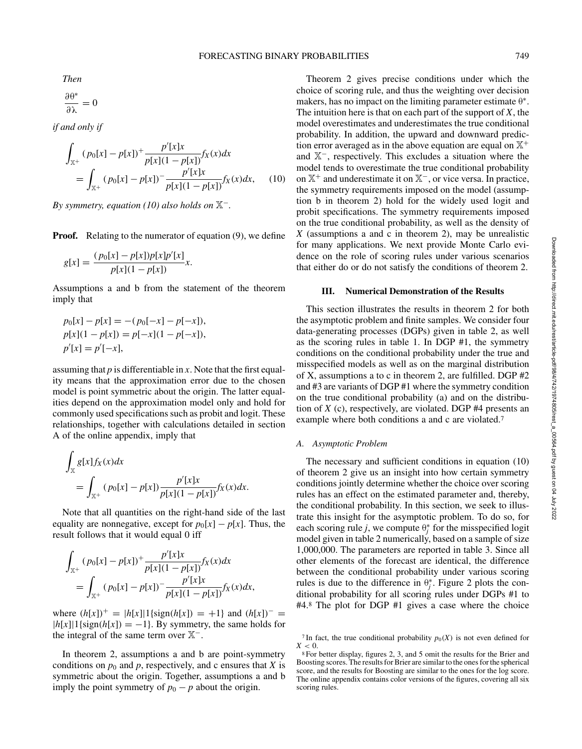*Then*

$$\frac{\partial \theta^*}{\partial \lambda} = 0$$

*if and only if*

$$\int_{\mathbb{X}^+} (p_0[x] - p[x])^+ \frac{p'[x]x}{p[x](1-p[x])} f_X(x)dx = \int_{\mathbb{X}^+} (p_0[x] - p[x])^- \frac{p'[x]x}{p[x](1-p[x])} f_X(x)dx, \quad (10)$$

*By symmetry, equation (10) also holds on* $\mathbb{X}^-$.

**Proof.** Relating to the numerator of equation (9), we define

$$g[x] = \frac{(p_0[x] - p[x])p[x]p'[x]}{p[x](1-p[x])} x.$$

Assumptions a and b from the statement of the theorem imply that

$$p_0[x] - p[x] = -(p_0[-x] - p[-x]),$$
$$p[x](1-p[x]) = p[-x](1-p[-x]),$$
$$p'[x] = p'[-x],$$

assuming that $p$ is differentiable in $x$. Note that the first equality means that the approximation error due to the chosen model is point symmetric about the origin. The latter equalities depend on the approximation model only and hold for commonly used specifications such as probit and logit. These relationships, together with calculations detailed in section A of the online appendix, imply that

$$\int_{\mathbb{X}} g[x] f_X(x)dx = \int_{\mathbb{X}^+} (p_0[x] - p[x]) \frac{p'[x]x}{p[x](1-p[x])} f_X(x)dx.$$

Note that all quantities on the right-hand side of the last equality are nonnegative, except for $p_0[x] - p[x]$. Thus, the result follows that it would equal 0 iff

$$\int_{\mathbb{X}^+} (p_0[x] - p[x])^+ \frac{p'[x]x}{p[x](1-p[x])} f_X(x)dx = \int_{\mathbb{X}^+} (p_0[x] - p[x])^- \frac{p'[x]x}{p[x](1-p[x])} f_X(x)dx,$$

where $(h[x])^+ = |h[x]|1\{\text{sign}(h[x]) = +1\}$ and $(h[x])^- = |h[x]|1\{\text{sign}(h[x]) = -1\}$. By symmetry, the same holds for the integral of the same term over $\mathbb{X}^-$.

In theorem 2, assumptions a and b are point-symmetry conditions on $p_0$ and $p$, respectively, and c ensures that $X$ is symmetric about the origin. Together, assumptions a and b imply the point symmetry of $p_0 - p$ about the origin.

Theorem 2 gives precise conditions under which the choice of scoring rule, and thus the weighting over decision makers, has no impact on the limiting parameter estimate $\theta^*$. The intuition here is that on each part of the support of $X$, the model overestimates and underestimates the true conditional probability. In addition, the upward and downward prediction error averaged as in the above equation are equal on $\mathbb{X}^+$ and $\mathbb{X}^-$, respectively. This excludes a situation where the model tends to overestimate the true conditional probability on $\mathbb{X}^+$ and underestimate it on $\mathbb{X}^-$, or vice versa. In practice, the symmetry requirements imposed on the model (assumption b in theorem 2) hold for the widely used logit and probit specifications. The symmetry requirements imposed on the true conditional probability, as well as the density of $X$ (assumptions a and c in theorem 2), may be unrealistic for many applications. We next provide Monte Carlo evidence on the role of scoring rules under various scenarios that either do or do not satisfy the conditions of theorem 2.

## III. Numerical Demonstration of the Results

This section illustrates the results in theorem 2 for both the asymptotic problem and finite samples. We consider four data-generating processes (DGPs) given in table 2, as well as the scoring rules in table 1. In DGP #1, the symmetry conditions on the conditional probability under the true and misspecified models as well as on the marginal distribution of X, assumptions a to c in theorem 2, are fulfilled. DGP #2 and #3 are variants of DGP #1 where the symmetry condition on the true conditional probability (a) and on the distribution of $X$ (c), respectively, are violated. DGP #4 presents an example where both conditions a and c are violated.[7]

### A. Asymptotic Problem

The necessary and sufficient conditions in equation (10) of theorem 2 give us an insight into how certain symmetry conditions jointly determine whether the choice over scoring rules has an effect on the estimated parameter and, thereby, the conditional probability. In this section, we seek to illustrate this insight for the asymptotic problem. To do so, for each scoring rule $j$, we compute $\theta_j^*$ for the misspecified logit model given in table 2 numerically, based on a sample of size 1,000,000. The parameters are reported in table 3. Since all other elements of the forecast are identical, the difference between the conditional probability under various scoring rules is due to the difference in $\theta_j^*$. Figure 2 plots the conditional probability for all scoring rules under DGPs #1 to #4.[8] The plot for DGP #1 gives a case where the choice

[7] In fact, the true conditional probability $p_0(X)$ is not even defined for $X < 0$.

[8] For better display, figures 2, 3, and 5 omit the results for the Brier and Boosting scores. The results for Brier are similar to the ones for the spherical score, and the results for Boosting are similar to the ones for the log score. The online appendix contains color versions of the figures, covering all six scoring rules.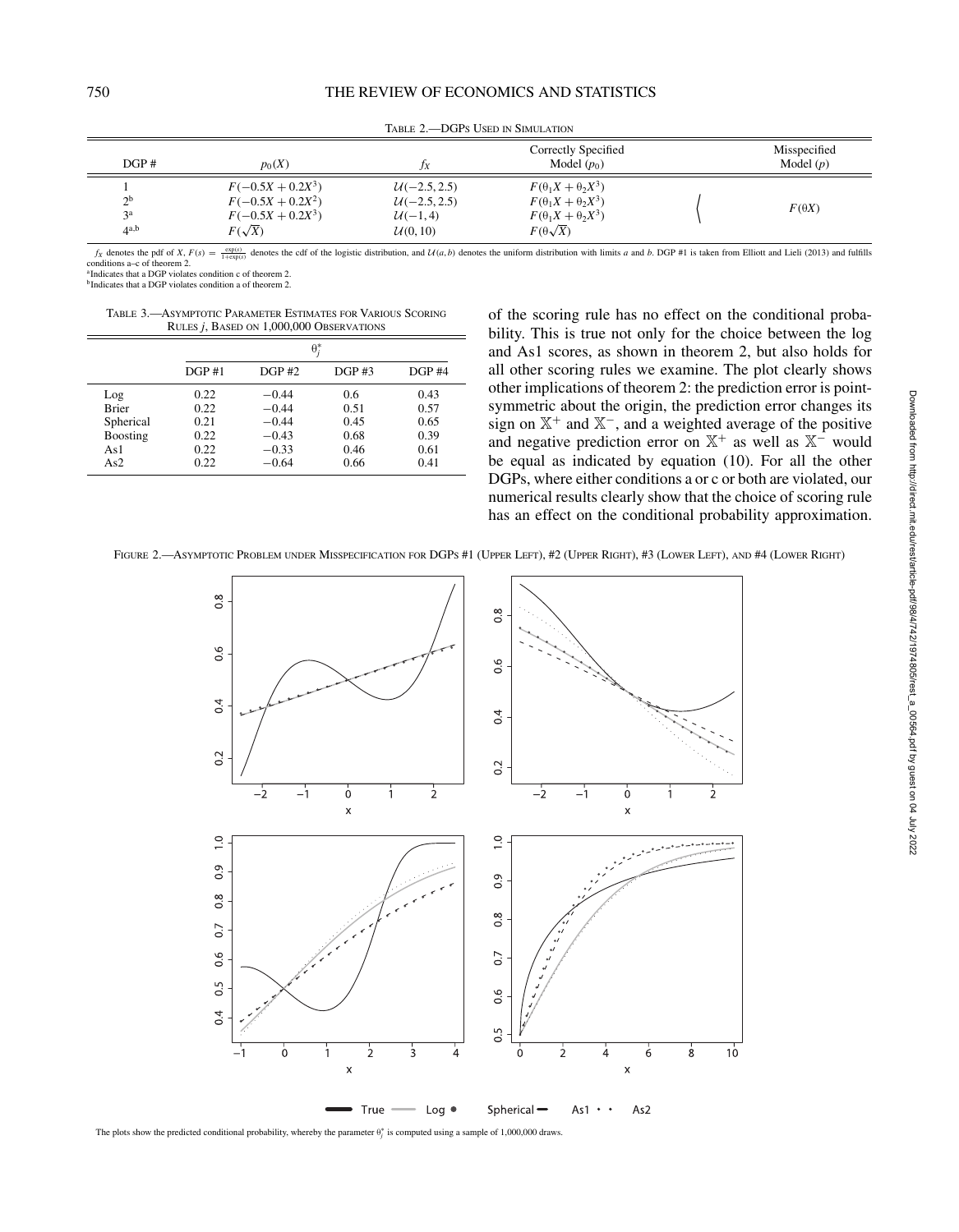Table 2.—DGPs Used in Simulation

| DGP # | $p_0(X)$ | $f_X$ | Correctly Specified Model ($p_0$) | Misspecified Model ($p$) |
|---|---|---|---|---|
| 1 | $F(-0.5X + 0.2X^3)$ | $\mathcal{U}(-2.5, 2.5)$ | $F(\theta_1 X + \theta_2 X^3)$ | $F(\theta X)$ |
| 2[b] | $F(-0.5X + 0.2X^2)$ | $\mathcal{U}(-2.5, 2.5)$ | $F(\theta_1 X + \theta_2 X^3)$ | $F(\theta X)$ |
| 3[a] | $F(-0.5X + 0.2X^3)$ | $\mathcal{U}(-1, 4)$ | $F(\theta_1 X + \theta_2 X^3)$ | $F(\theta X)$ |
| 4[a,b] | $F(\sqrt{X})$ | $\mathcal{U}(0, 10)$ | $F(\theta\sqrt{X})$ | $F(\theta X)$ |

$f_X$ denotes the pdf of $X$, $F(s) = \frac{\exp(s)}{1+\exp(s)}$ denotes the cdf of the logistic distribution, and $\mathcal{U}(a, b)$ denotes the uniform distribution with limits $a$ and $b$. DGP #1 is taken from Elliott and Lieli (2013) and fulfills conditions a–c of theorem 2.
[a]Indicates that a DGP violates condition c of theorem 2.
[b]Indicates that a DGP violates condition a of theorem 2.

Table 3.—Asymptotic Parameter Estimates for Various Scoring Rules $j$, Based on 1,000,000 Observations

| | $\theta_j^*$ | | | |
|---|---|---|---|---|
| | DGP #1 | DGP #2 | DGP #3 | DGP #4 |
| Log | 0.22 | −0.44 | 0.6 | 0.43 |
| Brier | 0.22 | −0.44 | 0.51 | 0.57 |
| Spherical | 0.21 | −0.44 | 0.45 | 0.65 |
| Boosting | 0.22 | −0.43 | 0.68 | 0.39 |
| As1 | 0.22 | −0.33 | 0.46 | 0.61 |
| As2 | 0.22 | −0.64 | 0.66 | 0.41 |

of the scoring rule has no effect on the conditional probability. This is true not only for the choice between the log and As1 scores, as shown in theorem 2, but also holds for all other scoring rules we examine. The plot clearly shows other implications of theorem 2: the prediction error is point-symmetric about the origin, the prediction error changes its sign on $\mathbb{X}^+$ and $\mathbb{X}^-$, and a weighted average of the positive and negative prediction error on $\mathbb{X}^+$ as well as $\mathbb{X}^-$ would be equal as indicated by equation (10). For all the other DGPs, where either conditions a or c or both are violated, our numerical results clearly show that the choice of scoring rule has an effect on the conditional probability approximation.

Figure 2.—Asymptotic Problem under Misspecification for DGPs #1 (Upper Left), #2 (Upper Right), #3 (Lower Left), and #4 (Lower Right)

The plots show the predicted conditional probability, whereby the parameter $\theta_j^*$ is computed using a sample of 1,000,000 draws.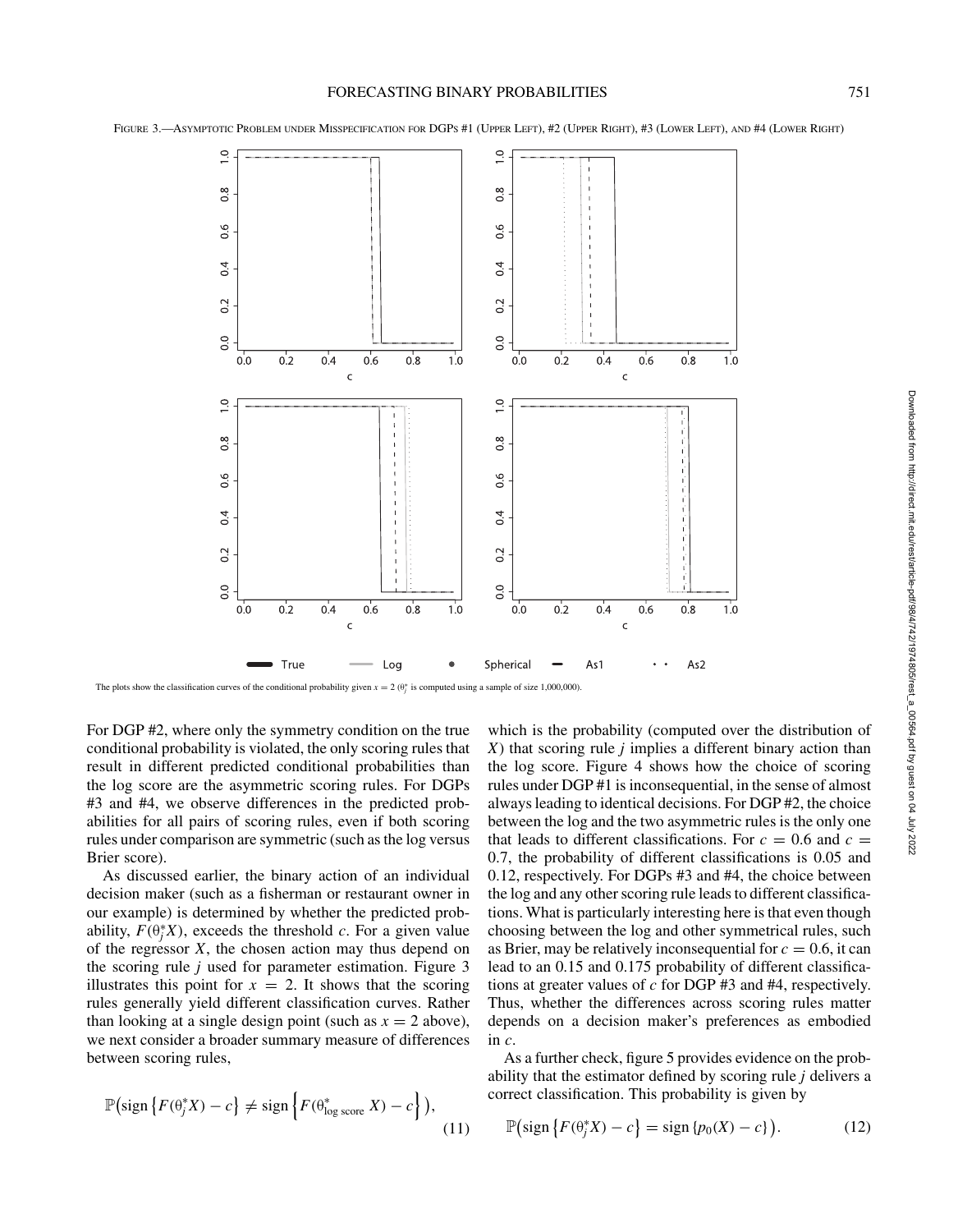FIGURE 3.—ASYMPTOTIC PROBLEM UNDER MISSPECIFICATION FOR DGPS #1 (UPPER LEFT), #2 (UPPER RIGHT), #3 (LOWER LEFT), AND #4 (LOWER RIGHT)

The plots show the classification curves of the conditional probability given $x = 2$ ($\theta_j^*$ is computed using a sample of size 1,000,000).

For DGP #2, where only the symmetry condition on the true conditional probability is violated, the only scoring rules that result in different predicted conditional probabilities than the log score are the asymmetric scoring rules. For DGPs #3 and #4, we observe differences in the predicted probabilities for all pairs of scoring rules, even if both scoring rules under comparison are symmetric (such as the log versus Brier score).

As discussed earlier, the binary action of an individual decision maker (such as a fisherman or restaurant owner in our example) is determined by whether the predicted probability, $F(\theta_j^* X)$, exceeds the threshold $c$. For a given value of the regressor $X$, the chosen action may thus depend on the scoring rule $j$ used for parameter estimation. Figure 3 illustrates this point for $x = 2$. It shows that the scoring rules generally yield different classification curves. Rather than looking at a single design point (such as $x = 2$ above), we next consider a broader summary measure of differences between scoring rules,

$$\mathbb{P}\left(\text{sign}\left\{F(\theta_j^* X) - c\right\} \neq \text{sign}\left\{F(\theta_{\text{log score}}^* X) - c\right\}\right), \tag{11}$$

which is the probability (computed over the distribution of $X$) that scoring rule $j$ implies a different binary action than the log score. Figure 4 shows how the choice of scoring rules under DGP #1 is inconsequential, in the sense of almost always leading to identical decisions. For DGP #2, the choice between the log and the two asymmetric rules is the only one that leads to different classifications. For $c = 0.6$ and $c = 0.7$, the probability of different classifications is 0.05 and 0.12, respectively. For DGPs #3 and #4, the choice between the log and any other scoring rule leads to different classifications. What is particularly interesting here is that even though choosing between the log and other symmetrical rules, such as Brier, may be relatively inconsequential for $c = 0.6$, it can lead to an 0.15 and 0.175 probability of different classifications at greater values of $c$ for DGP #3 and #4, respectively. Thus, whether the differences across scoring rules matter depends on a decision maker's preferences as embodied in $c$.

As a further check, figure 5 provides evidence on the probability that the estimator defined by scoring rule $j$ delivers a correct classification. This probability is given by

$$\mathbb{P}\left(\text{sign}\left\{F(\theta_j^* X) - c\right\} = \text{sign}\left\{p_0(X) - c\right\}\right). \tag{12}$$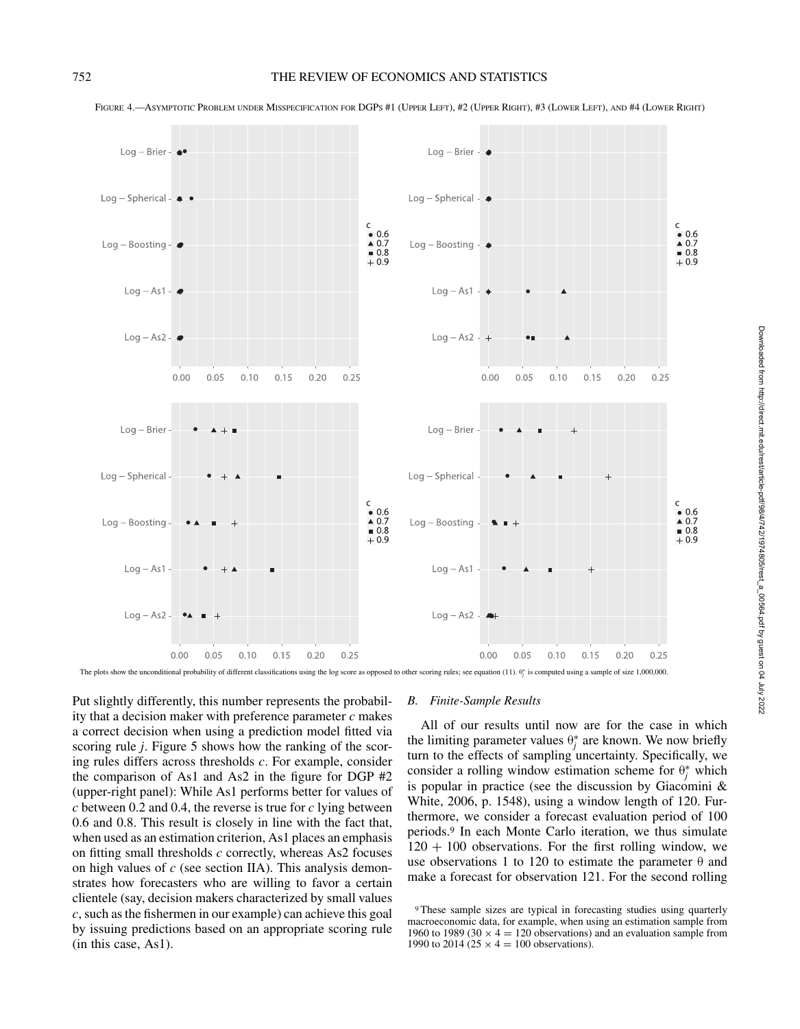FIGURE 4.—ASYMPTOTIC PROBLEM UNDER MISSPECIFICATION FOR DGPS #1 (UPPER LEFT), #2 (UPPER RIGHT), #3 (LOWER LEFT), AND #4 (LOWER RIGHT)

The plots show the unconditional probability of different classifications using the log score as opposed to other scoring rules; see equation (11). $\theta_j^*$ is computed using a sample of size 1,000,000.

Put slightly differently, this number represents the probability that a decision maker with preference parameter $c$ makes a correct decision when using a prediction model fitted via scoring rule $j$. Figure 5 shows how the ranking of the scoring rules differs across thresholds $c$. For example, consider the comparison of As1 and As2 in the figure for DGP #2 (upper-right panel): While As1 performs better for values of $c$ between 0.2 and 0.4, the reverse is true for $c$ lying between 0.6 and 0.8. This result is closely in line with the fact that, when used as an estimation criterion, As1 places an emphasis on fitting small thresholds $c$ correctly, whereas As2 focuses on high values of $c$ (see section IIA). This analysis demonstrates how forecasters who are willing to favor a certain clientele (say, decision makers characterized by small values $c$, such as the fishermen in our example) can achieve this goal by issuing predictions based on an appropriate scoring rule (in this case, As1).

### B. *Finite-Sample Results*

All of our results until now are for the case in which the limiting parameter values $\theta_j^*$ are known. We now briefly turn to the effects of sampling uncertainty. Specifically, we consider a rolling window estimation scheme for $\theta_j^*$ which is popular in practice (see the discussion by Giacomini & White, 2006, p. 1548), using a window length of 120. Furthermore, we consider a forecast evaluation period of 100 periods.[9] In each Monte Carlo iteration, we thus simulate $120 + 100$ observations. For the first rolling window, we use observations 1 to 120 to estimate the parameter $\theta$ and make a forecast for observation 121. For the second rolling

[9] These sample sizes are typical in forecasting studies using quarterly macroeconomic data, for example, when using an estimation sample from 1960 to 1989 ($30 \times 4 = 120$ observations) and an evaluation sample from 1990 to 2014 ($25 \times 4 = 100$ observations).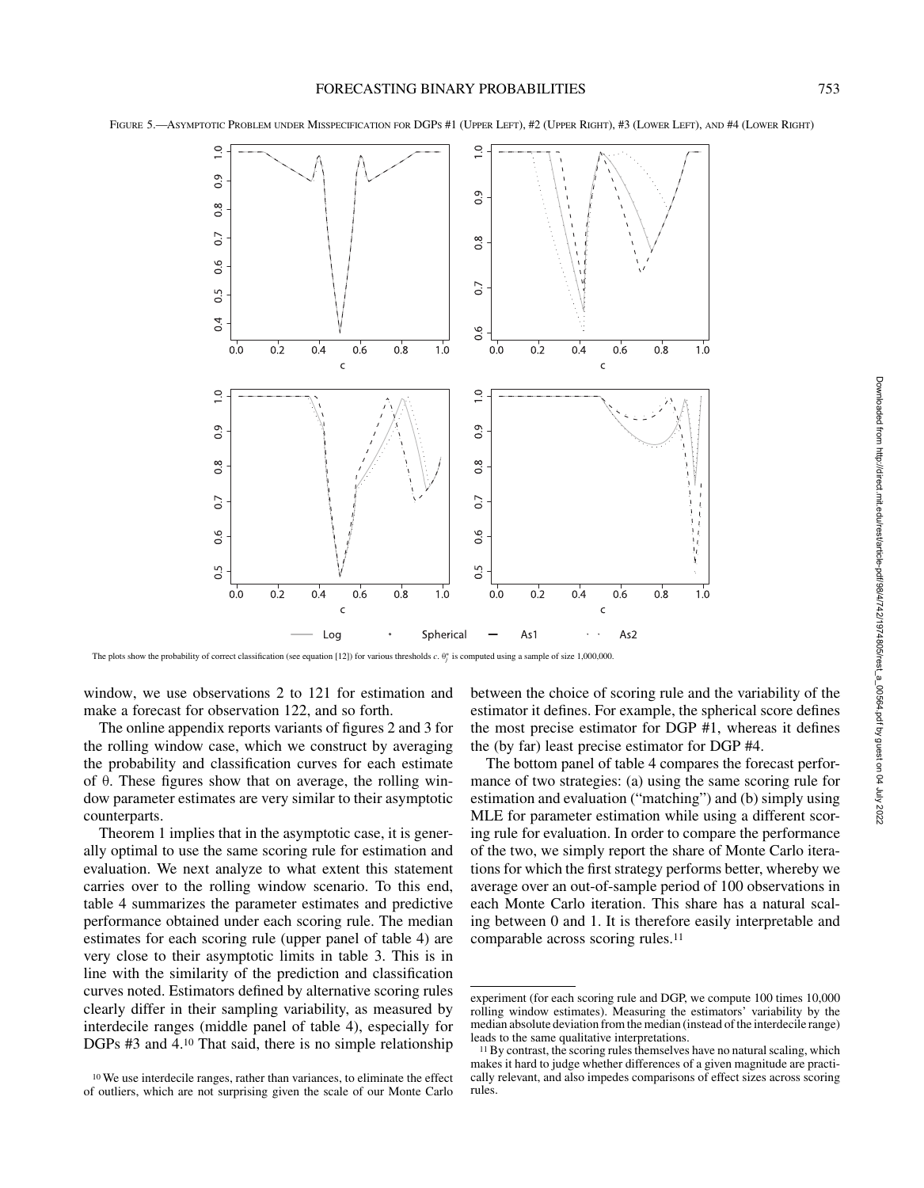FIGURE 5.—ASYMPTOTIC PROBLEM UNDER MISSPECIFICATION FOR DGPS #1 (UPPER LEFT), #2 (UPPER RIGHT), #3 (LOWER LEFT), AND #4 (LOWER RIGHT)

The plots show the probability of correct classification (see equation [12]) for various thresholds $c$. $\theta_j^*$ is computed using a sample of size 1,000,000.

window, we use observations 2 to 121 for estimation and make a forecast for observation 122, and so forth.

The online appendix reports variants of figures 2 and 3 for the rolling window case, which we construct by averaging the probability and classification curves for each estimate of $\theta$. These figures show that on average, the rolling window parameter estimates are very similar to their asymptotic counterparts.

Theorem 1 implies that in the asymptotic case, it is generally optimal to use the same scoring rule for estimation and evaluation. We next analyze to what extent this statement carries over to the rolling window scenario. To this end, table 4 summarizes the parameter estimates and predictive performance obtained under each scoring rule. The median estimates for each scoring rule (upper panel of table 4) are very close to their asymptotic limits in table 3. This is in line with the similarity of the prediction and classification curves noted. Estimators defined by alternative scoring rules clearly differ in their sampling variability, as measured by interdecile ranges (middle panel of table 4), especially for DGPs #3 and 4.[10] That said, there is no simple relationship between the choice of scoring rule and the variability of the estimator it defines. For example, the spherical score defines the most precise estimator for DGP #1, whereas it defines the (by far) least precise estimator for DGP #4.

The bottom panel of table 4 compares the forecast performance of two strategies: (a) using the same scoring rule for estimation and evaluation ("matching") and (b) simply using MLE for parameter estimation while using a different scoring rule for evaluation. In order to compare the performance of the two, we simply report the share of Monte Carlo iterations for which the first strategy performs better, whereby we average over an out-of-sample period of 100 observations in each Monte Carlo iteration. This share has a natural scaling between 0 and 1. It is therefore easily interpretable and comparable across scoring rules.[11]

[10] We use interdecile ranges, rather than variances, to eliminate the effect of outliers, which are not surprising given the scale of our Monte Carlo experiment (for each scoring rule and DGP, we compute 100 times 10,000 rolling window estimates). Measuring the estimators' variability by the median absolute deviation from the median (instead of the interdecile range) leads to the same qualitative interpretations.

[11] By contrast, the scoring rules themselves have no natural scaling, which makes it hard to judge whether differences of a given magnitude are practically relevant, and also impedes comparisons of effect sizes across scoring rules.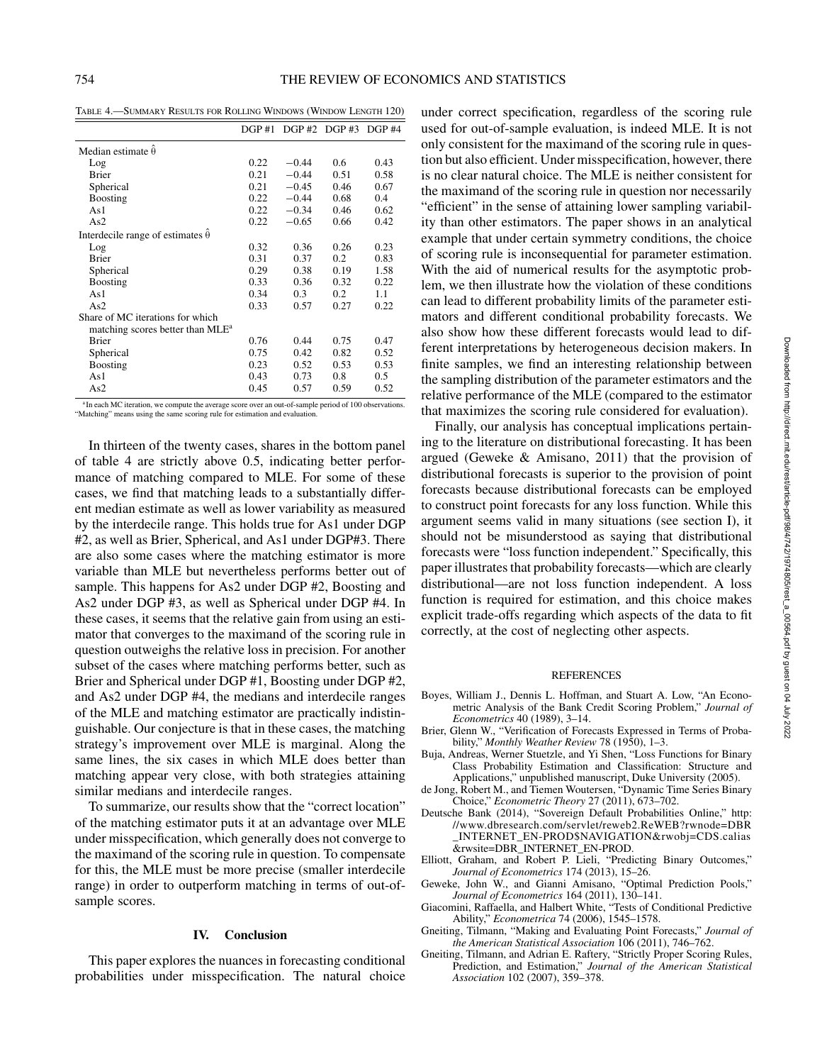Table 4.—Summary Results for Rolling Windows (Window Length 120)

| | DGP #1 | DGP #2 | DGP #3 | DGP #4 |
|---|---|---|---|---|
| Median estimate $\hat{\theta}$ | | | | |
| Log | 0.22 | −0.44 | 0.6 | 0.43 |
| Brier | 0.21 | −0.44 | 0.51 | 0.58 |
| Spherical | 0.21 | −0.45 | 0.46 | 0.67 |
| Boosting | 0.22 | −0.44 | 0.68 | 0.4 |
| As1 | 0.22 | −0.34 | 0.46 | 0.62 |
| As2 | 0.22 | −0.65 | 0.66 | 0.42 |
| Interdecile range of estimates $\hat{\theta}$ | | | | |
| Log | 0.32 | 0.36 | 0.26 | 0.23 |
| Brier | 0.31 | 0.37 | 0.2 | 0.83 |
| Spherical | 0.29 | 0.38 | 0.19 | 1.58 |
| Boosting | 0.33 | 0.36 | 0.32 | 0.22 |
| As1 | 0.34 | 0.3 | 0.2 | 1.1 |
| As2 | 0.33 | 0.57 | 0.27 | 0.22 |
| Share of MC iterations for which matching scores better than MLE[a] | | | | |
| Brier | 0.76 | 0.44 | 0.75 | 0.47 |
| Spherical | 0.75 | 0.42 | 0.82 | 0.52 |
| Boosting | 0.23 | 0.52 | 0.53 | 0.53 |
| As1 | 0.43 | 0.73 | 0.8 | 0.5 |
| As2 | 0.45 | 0.57 | 0.59 | 0.52 |

[a] In each MC iteration, we compute the average score over an out-of-sample period of 100 observations. "Matching" means using the same scoring rule for estimation and evaluation.

In thirteen of the twenty cases, shares in the bottom panel of table 4 are strictly above 0.5, indicating better performance of matching compared to MLE. For some of these cases, we find that matching leads to a substantially different median estimate as well as lower variability as measured by the interdecile range. This holds true for As1 under DGP #2, as well as Brier, Spherical, and As1 under DGP#3. There are also some cases where the matching estimator is more variable than MLE but nevertheless performs better out of sample. This happens for As2 under DGP #2, Boosting and As2 under DGP #3, as well as Spherical under DGP #4. In these cases, it seems that the relative gain from using an estimator that converges to the maximand of the scoring rule in question outweighs the relative loss in precision. For another subset of the cases where matching performs better, such as Brier and Spherical under DGP #1, Boosting under DGP #2, and As2 under DGP #4, the medians and interdecile ranges of the MLE and matching estimator are practically indistinguishable. Our conjecture is that in these cases, the matching strategy's improvement over MLE is marginal. Along the same lines, the six cases in which MLE does better than matching appear very close, with both strategies attaining similar medians and interdecile ranges.

To summarize, our results show that the "correct location" of the matching estimator puts it at an advantage over MLE under misspecification, which generally does not converge to the maximand of the scoring rule in question. To compensate for this, the MLE must be more precise (smaller interdecile range) in order to outperform matching in terms of out-of-sample scores.

## IV. Conclusion

This paper explores the nuances in forecasting conditional probabilities under misspecification. The natural choice under correct specification, regardless of the scoring rule used for out-of-sample evaluation, is indeed MLE. It is not only consistent for the maximand of the scoring rule in question but also efficient. Under misspecification, however, there is no clear natural choice. The MLE is neither consistent for the maximand of the scoring rule in question nor necessarily "efficient" in the sense of attaining lower sampling variability than other estimators. The paper shows in an analytical example that under certain symmetry conditions, the choice of scoring rule is inconsequential for parameter estimation. With the aid of numerical results for the asymptotic problem, we then illustrate how the violation of these conditions can lead to different probability limits of the parameter estimators and different conditional probability forecasts. We also show how these different forecasts would lead to different interpretations by heterogeneous decision makers. In finite samples, we find an interesting relationship between the sampling distribution of the parameter estimators and the relative performance of the MLE (compared to the estimator that maximizes the scoring rule considered for evaluation).

Finally, our analysis has conceptual implications pertaining to the literature on distributional forecasting. It has been argued (Geweke & Amisano, 2011) that the provision of distributional forecasts is superior to the provision of point forecasts because distributional forecasts can be employed to construct point forecasts for any loss function. While this argument seems valid in many situations (see section I), it should not be misunderstood as saying that distributional forecasts were "loss function independent." Specifically, this paper illustrates that probability forecasts—which are clearly distributional—are not loss function independent. A loss function is required for estimation, and this choice makes explicit trade-offs regarding which aspects of the data to fit correctly, at the cost of neglecting other aspects.

## REFERENCES

Boyes, William J., Dennis L. Hoffman, and Stuart A. Low, "An Econometric Analysis of the Bank Credit Scoring Problem," *Journal of Econometrics* 40 (1989), 3–14.

Brier, Glenn W., "Verification of Forecasts Expressed in Terms of Probability," *Monthly Weather Review* 78 (1950), 1–3.

Buja, Andreas, Werner Stuetzle, and Yi Shen, "Loss Functions for Binary Class Probability Estimation and Classification: Structure and Applications," unpublished manuscript, Duke University (2005).

de Jong, Robert M., and Tiemen Woutersen, "Dynamic Time Series Binary Choice," *Econometric Theory* 27 (2011), 673–702.

Deutsche Bank (2014), "Sovereign Default Probabilities Online," http://www.dbresearch.com/servlet/reweb2.ReWEB?rwnode=DBR_INTERNET_EN-PROD$NAVIGATION&rwobj=CDS.calias&rwsite=DBR_INTERNET_EN-PROD.

Elliott, Graham, and Robert P. Lieli, "Predicting Binary Outcomes," *Journal of Econometrics* 174 (2013), 15–26.

Geweke, John W., and Gianni Amisano, "Optimal Prediction Pools," *Journal of Econometrics* 164 (2011), 130–141.

Giacomini, Raffaella, and Halbert White, "Tests of Conditional Predictive Ability," *Econometrica* 74 (2006), 1545–1578.

Gneiting, Tilmann, "Making and Evaluating Point Forecasts," *Journal of the American Statistical Association* 106 (2011), 746–762.

Gneiting, Tilmann, and Adrian E. Raftery, "Strictly Proper Scoring Rules, Prediction, and Estimation," *Journal of the American Statistical Association* 102 (2007), 359–378.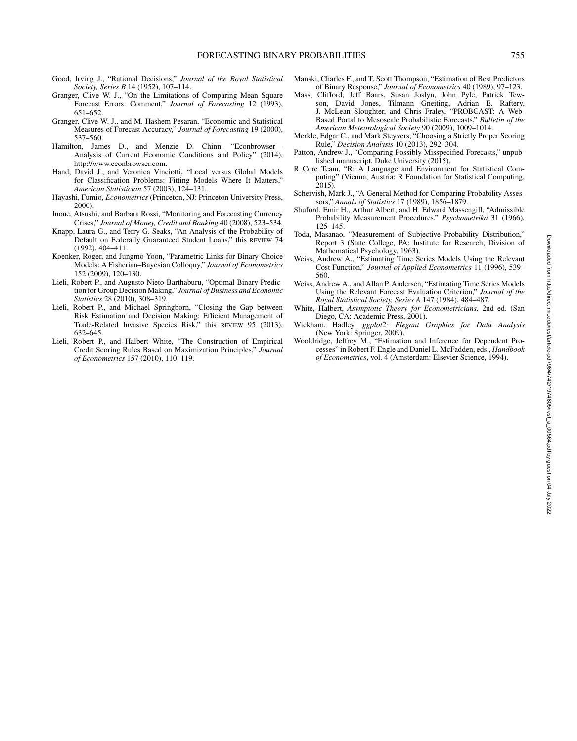Good, Irving J., "Rational Decisions," *Journal of the Royal Statistical Society, Series B* 14 (1952), 107–114.

Granger, Clive W. J., "On the Limitations of Comparing Mean Square Forecast Errors: Comment," *Journal of Forecasting* 12 (1993), 651–652.

Granger, Clive W. J., and M. Hashem Pesaran, "Economic and Statistical Measures of Forecast Accuracy," *Journal of Forecasting* 19 (2000), 537–560.

Hamilton, James D., and Menzie D. Chinn, "Econbrowser—Analysis of Current Economic Conditions and Policy" (2014), http://www.econbrowser.com.

Hand, David J., and Veronica Vinciotti, "Local versus Global Models for Classification Problems: Fitting Models Where It Matters," *American Statistician* 57 (2003), 124–131.

Hayashi, Fumio, *Econometrics* (Princeton, NJ: Princeton University Press, 2000).

Inoue, Atsushi, and Barbara Rossi, "Monitoring and Forecasting Currency Crises," *Journal of Money, Credit and Banking* 40 (2008), 523–534.

Knapp, Laura G., and Terry G. Seaks, "An Analysis of the Probability of Default on Federally Guaranteed Student Loans," this REVIEW 74 (1992), 404–411.

Koenker, Roger, and Jungmo Yoon, "Parametric Links for Binary Choice Models: A Fisherian–Bayesian Colloquy," *Journal of Econometrics* 152 (2009), 120–130.

Lieli, Robert P., and Augusto Nieto-Barthaburu, "Optimal Binary Prediction for Group Decision Making," *Journal of Business and Economic Statistics* 28 (2010), 308–319.

Lieli, Robert P., and Michael Springborn, "Closing the Gap between Risk Estimation and Decision Making: Efficient Management of Trade-Related Invasive Species Risk," this REVIEW 95 (2013), 632–645.

Lieli, Robert P., and Halbert White, "The Construction of Empirical Credit Scoring Rules Based on Maximization Principles," *Journal of Econometrics* 157 (2010), 110–119.

Manski, Charles F., and T. Scott Thompson, "Estimation of Best Predictors of Binary Response," *Journal of Econometrics* 40 (1989), 97–123.

Mass, Clifford, Jeff Baars, Susan Joslyn, John Pyle, Patrick Tewson, David Jones, Tilmann Gneiting, Adrian E. Raftery, J. McLean Sloughter, and Chris Fraley, "PROBCAST: A Web-Based Portal to Mesoscale Probabilistic Forecasts," *Bulletin of the American Meteorological Society* 90 (2009), 1009–1014.

Merkle, Edgar C., and Mark Steyvers, "Choosing a Strictly Proper Scoring Rule," *Decision Analysis* 10 (2013), 292–304.

Patton, Andrew J., "Comparing Possibly Misspecified Forecasts," unpublished manuscript, Duke University (2015).

R Core Team, "R: A Language and Environment for Statistical Computing" (Vienna, Austria: R Foundation for Statistical Computing, 2015).

Schervish, Mark J., "A General Method for Comparing Probability Assessors," *Annals of Statistics* 17 (1989), 1856–1879.

Shuford, Emir H., Arthur Albert, and H. Edward Massengill, "Admissible Probability Measurement Procedures," *Psychometrika* 31 (1966), 125–145.

Toda, Masanao, "Measurement of Subjective Probability Distribution," Report 3 (State College, PA: Institute for Research, Division of Mathematical Psychology, 1963).

Weiss, Andrew A., "Estimating Time Series Models Using the Relevant Cost Function," *Journal of Applied Econometrics* 11 (1996), 539–560.

Weiss, Andrew A., and Allan P. Andersen, "Estimating Time Series Models Using the Relevant Forecast Evaluation Criterion," *Journal of the Royal Statistical Society, Series A* 147 (1984), 484–487.

White, Halbert, *Asymptotic Theory for Econometricians,* 2nd ed. (San Diego, CA: Academic Press, 2001).

Wickham, Hadley, *ggplot2: Elegant Graphics for Data Analysis* (New York: Springer, 2009).

Wooldridge, Jeffrey M., "Estimation and Inference for Dependent Processes" in Robert F. Engle and Daniel L. McFadden, eds., *Handbook of Econometrics*, vol. 4 (Amsterdam: Elsevier Science, 1994).